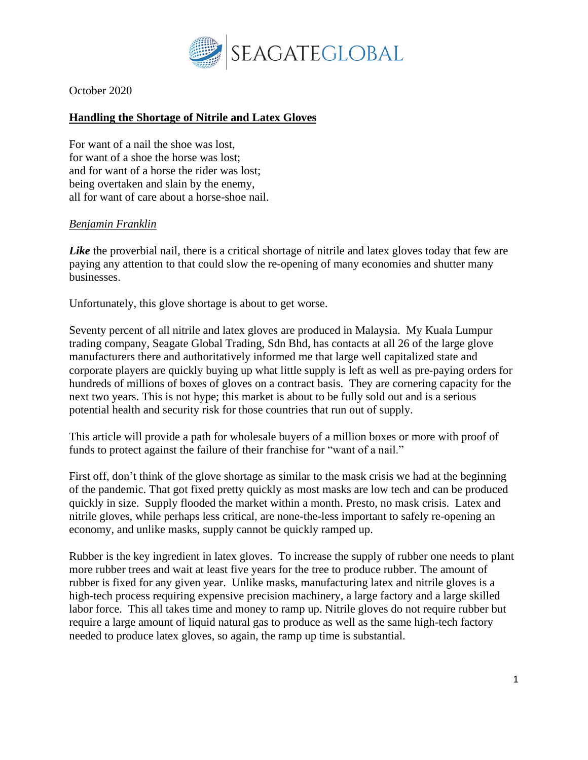SEAGATEGLOBAL

October 2020

## **Handling the Shortage of Nitrile and Latex Gloves**

For want of a nail the shoe was lost,  
for want of a shoe the horse was lost;  
and for want of a horse the rider was lost;  
being overtaken and slain by the enemy,  
all for want of care about a horse-shoe nail.

*Benjamin Franklin*

***Like*** the proverbial nail, there is a critical shortage of nitrile and latex gloves today that few are paying any attention to that could slow the re-opening of many economies and shutter many businesses.

Unfortunately, this glove shortage is about to get worse.

Seventy percent of all nitrile and latex gloves are produced in Malaysia. My Kuala Lumpur trading company, Seagate Global Trading, Sdn Bhd, has contacts at all 26 of the large glove manufacturers there and authoritatively informed me that large well capitalized state and corporate players are quickly buying up what little supply is left as well as pre-paying orders for hundreds of millions of boxes of gloves on a contract basis. They are cornering capacity for the next two years. This is not hype; this market is about to be fully sold out and is a serious potential health and security risk for those countries that run out of supply.

This article will provide a path for wholesale buyers of a million boxes or more with proof of funds to protect against the failure of their franchise for "want of a nail."

First off, don't think of the glove shortage as similar to the mask crisis we had at the beginning of the pandemic. That got fixed pretty quickly as most masks are low tech and can be produced quickly in size. Supply flooded the market within a month. Presto, no mask crisis. Latex and nitrile gloves, while perhaps less critical, are none-the-less important to safely re-opening an economy, and unlike masks, supply cannot be quickly ramped up.

Rubber is the key ingredient in latex gloves. To increase the supply of rubber one needs to plant more rubber trees and wait at least five years for the tree to produce rubber. The amount of rubber is fixed for any given year. Unlike masks, manufacturing latex and nitrile gloves is a high-tech process requiring expensive precision machinery, a large factory and a large skilled labor force. This all takes time and money to ramp up. Nitrile gloves do not require rubber but require a large amount of liquid natural gas to produce as well as the same high-tech factory needed to produce latex gloves, so again, the ramp up time is substantial.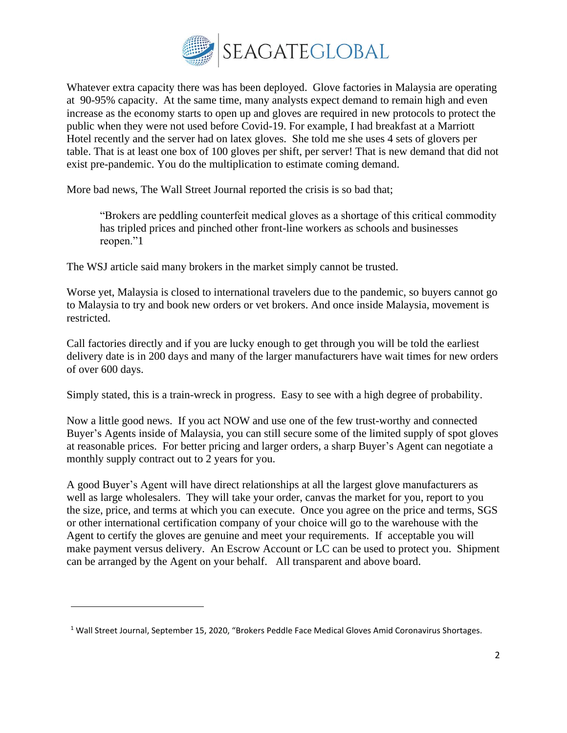Whatever extra capacity there was has been deployed. Glove factories in Malaysia are operating at 90-95% capacity. At the same time, many analysts expect demand to remain high and even increase as the economy starts to open up and gloves are required in new protocols to protect the public when they were not used before Covid-19. For example, I had breakfast at a Marriott Hotel recently and the server had on latex gloves. She told me she uses 4 sets of glovers per table. That is at least one box of 100 gloves per shift, per server! That is new demand that did not exist pre-pandemic. You do the multiplication to estimate coming demand.

More bad news, The Wall Street Journal reported the crisis is so bad that;

> "Brokers are peddling counterfeit medical gloves as a shortage of this critical commodity has tripled prices and pinched other front-line workers as schools and businesses reopen."[1]

The WSJ article said many brokers in the market simply cannot be trusted.

Worse yet, Malaysia is closed to international travelers due to the pandemic, so buyers cannot go to Malaysia to try and book new orders or vet brokers. And once inside Malaysia, movement is restricted.

Call factories directly and if you are lucky enough to get through you will be told the earliest delivery date is in 200 days and many of the larger manufacturers have wait times for new orders of over 600 days.

Simply stated, this is a train-wreck in progress. Easy to see with a high degree of probability.

Now a little good news. If you act NOW and use one of the few trust-worthy and connected Buyer's Agents inside of Malaysia, you can still secure some of the limited supply of spot gloves at reasonable prices. For better pricing and larger orders, a sharp Buyer's Agent can negotiate a monthly supply contract out to 2 years for you.

A good Buyer's Agent will have direct relationships at all the largest glove manufacturers as well as large wholesalers. They will take your order, canvas the market for you, report to you the size, price, and terms at which you can execute. Once you agree on the price and terms, SGS or other international certification company of your choice will go to the warehouse with the Agent to certify the gloves are genuine and meet your requirements. If acceptable you will make payment versus delivery. An Escrow Account or LC can be used to protect you. Shipment can be arranged by the Agent on your behalf. All transparent and above board.

---

[1] Wall Street Journal, September 15, 2020, "Brokers Peddle Face Medical Gloves Amid Coronavirus Shortages.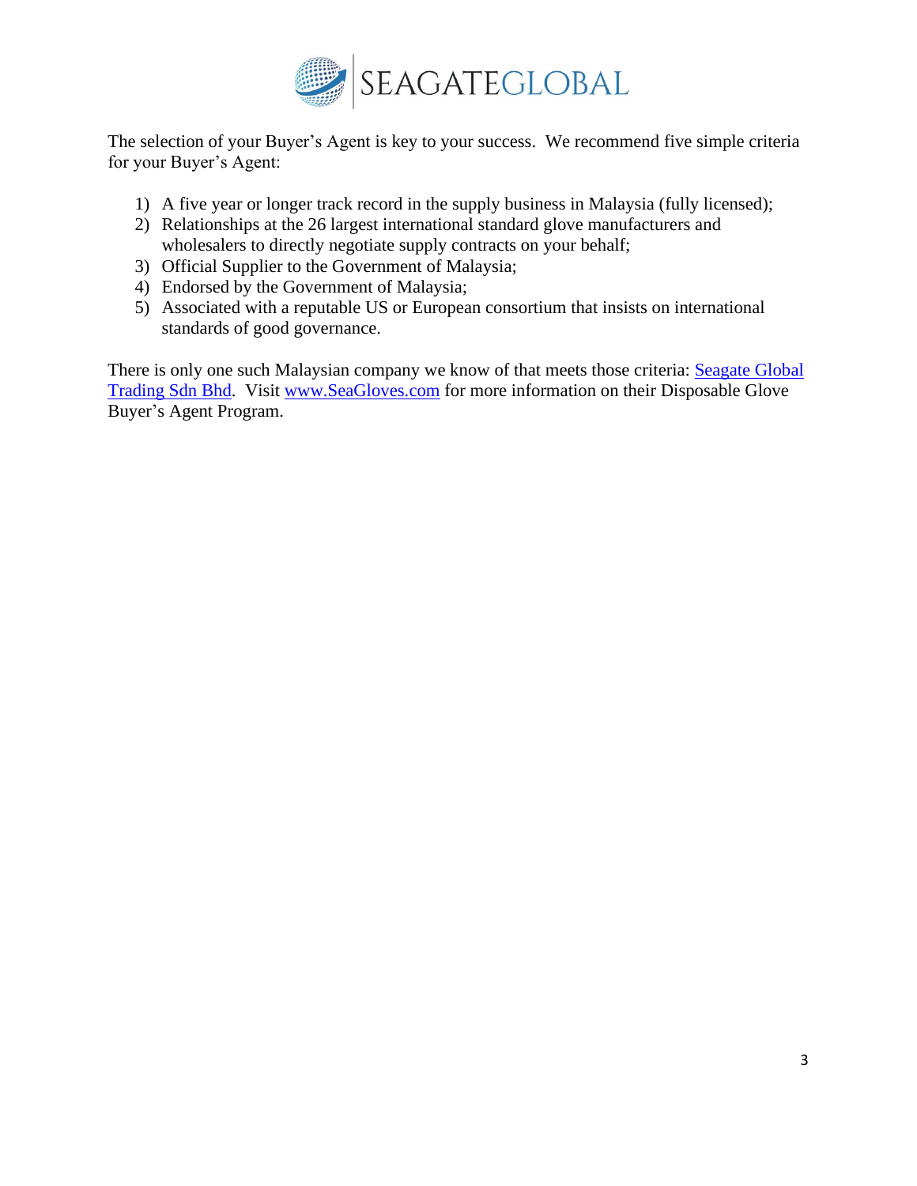The selection of your Buyer's Agent is key to your success. We recommend five simple criteria for your Buyer's Agent:

1) A five year or longer track record in the supply business in Malaysia (fully licensed);
2) Relationships at the 26 largest international standard glove manufacturers and wholesalers to directly negotiate supply contracts on your behalf;
3) Official Supplier to the Government of Malaysia;
4) Endorsed by the Government of Malaysia;
5) Associated with a reputable US or European consortium that insists on international standards of good governance.

There is only one such Malaysian company we know of that meets those criteria: Seagate Global Trading Sdn Bhd. Visit www.SeaGloves.com for more information on their Disposable Glove Buyer's Agent Program.